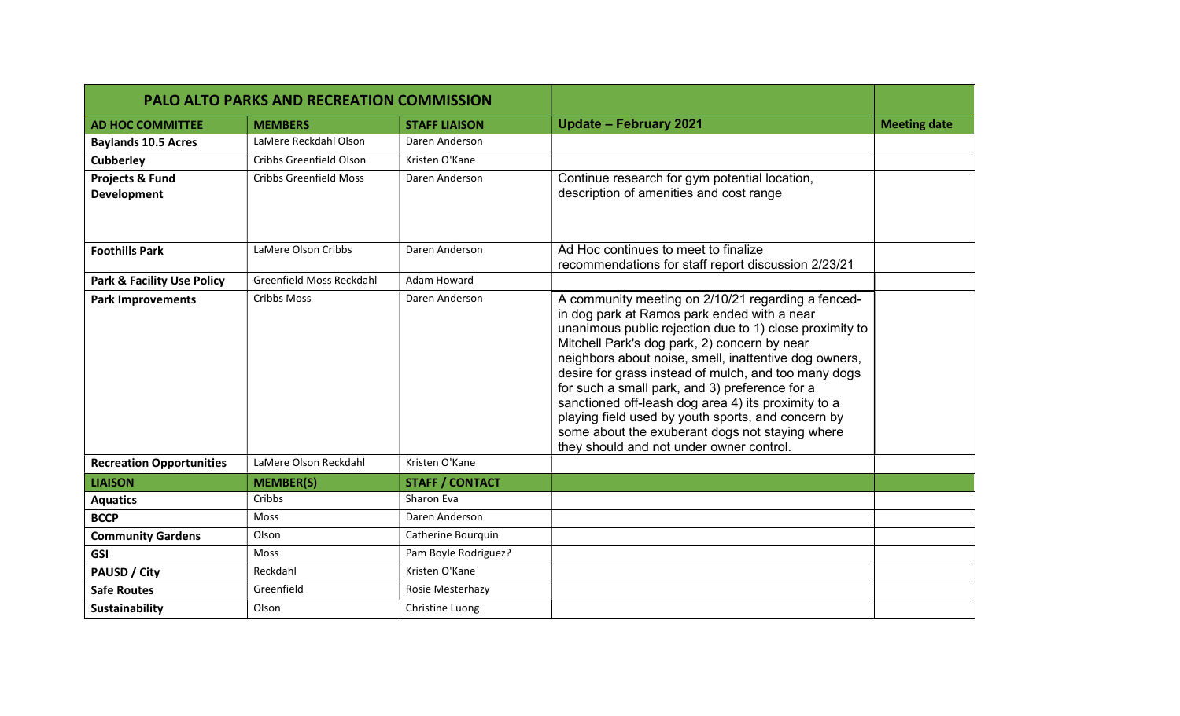| PALO ALTO PARKS AND RECREATION COMMISSION | | | | |
|---|---|---|---|---|
| **AD HOC COMMITTEE** | **MEMBERS** | **STAFF LIAISON** | **Update – February 2021** | **Meeting date** |
| **Baylands 10.5 Acres** | LaMere Reckdahl Olson | Daren Anderson | | |
| **Cubberley** | Cribbs Greenfield Olson | Kristen O'Kane | | |
| **Projects & Fund Development** | Cribbs Greenfield Moss | Daren Anderson | Continue research for gym potential location, description of amenities and cost range | |
| **Foothills Park** | LaMere Olson Cribbs | Daren Anderson | Ad Hoc continues to meet to finalize recommendations for staff report discussion 2/23/21 | |
| **Park & Facility Use Policy** | Greenfield Moss Reckdahl | Adam Howard | | |
| **Park Improvements** | Cribbs Moss | Daren Anderson | A community meeting on 2/10/21 regarding a fenced-in dog park at Ramos park ended with a near unanimous public rejection due to 1) close proximity to Mitchell Park's dog park, 2) concern by near neighbors about noise, smell, inattentive dog owners, desire for grass instead of mulch, and too many dogs for such a small park, and 3) preference for a sanctioned off-leash dog area 4) its proximity to a playing field used by youth sports, and concern by some about the exuberant dogs not staying where they should and not under owner control. | |
| **Recreation Opportunities** | LaMere Olson Reckdahl | Kristen O'Kane | | |
| **LIAISON** | **MEMBER(S)** | **STAFF / CONTACT** | | |
| **Aquatics** | Cribbs | Sharon Eva | | |
| **BCCP** | Moss | Daren Anderson | | |
| **Community Gardens** | Olson | Catherine Bourquin | | |
| **GSI** | Moss | Pam Boyle Rodriguez? | | |
| **PAUSD / City** | Reckdahl | Kristen O'Kane | | |
| **Safe Routes** | Greenfield | Rosie Mesterhazy | | |
| **Sustainability** | Olson | Christine Luong | | |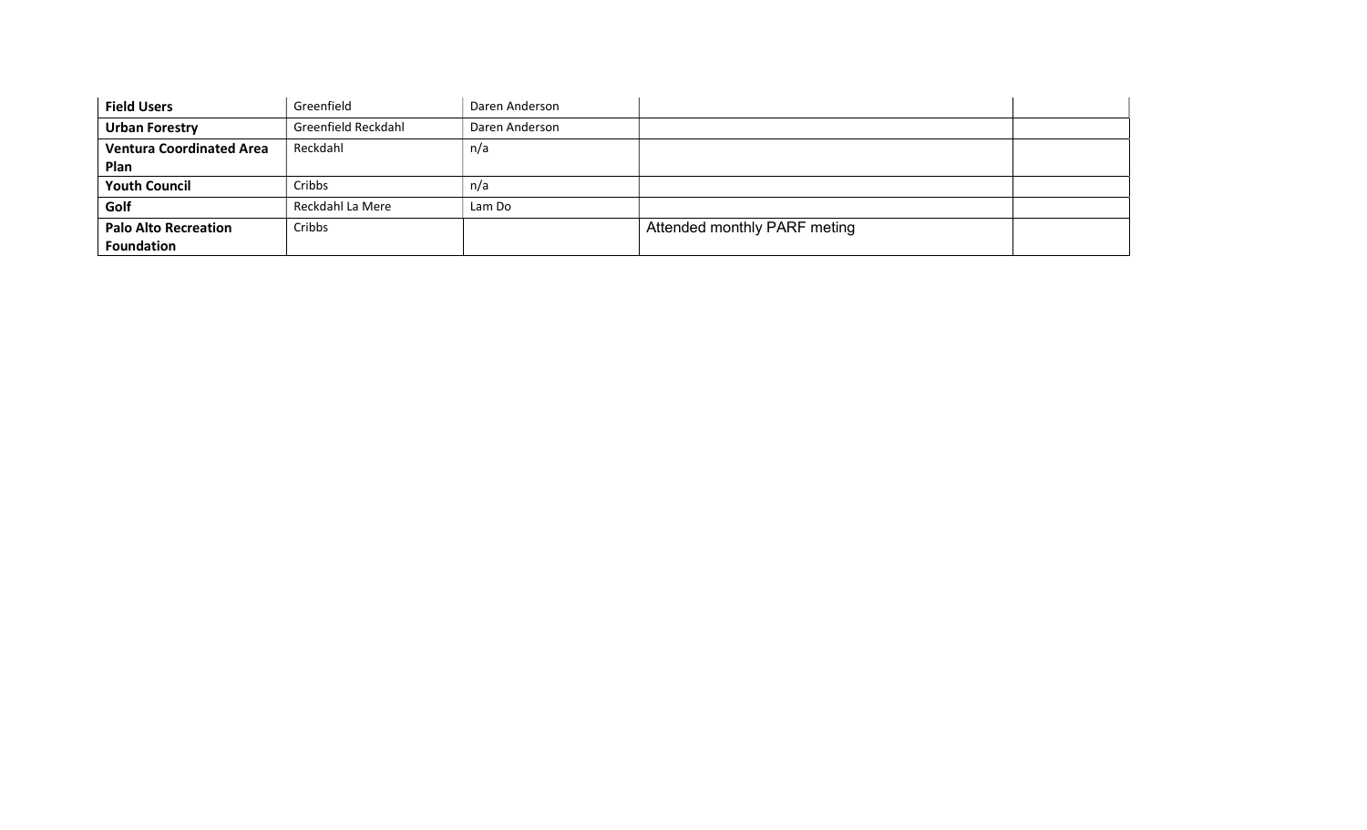| | | | | |
|---|---|---|---|---|
| **Field Users** | Greenfield | Daren Anderson | | |
| **Urban Forestry** | Greenfield Reckdahl | Daren Anderson | | |
| **Ventura Coordinated Area Plan** | Reckdahl | n/a | | |
| **Youth Council** | Cribbs | n/a | | |
| **Golf** | Reckdahl La Mere | Lam Do | | |
| **Palo Alto Recreation Foundation** | Cribbs | | Attended monthly PARF meting | |